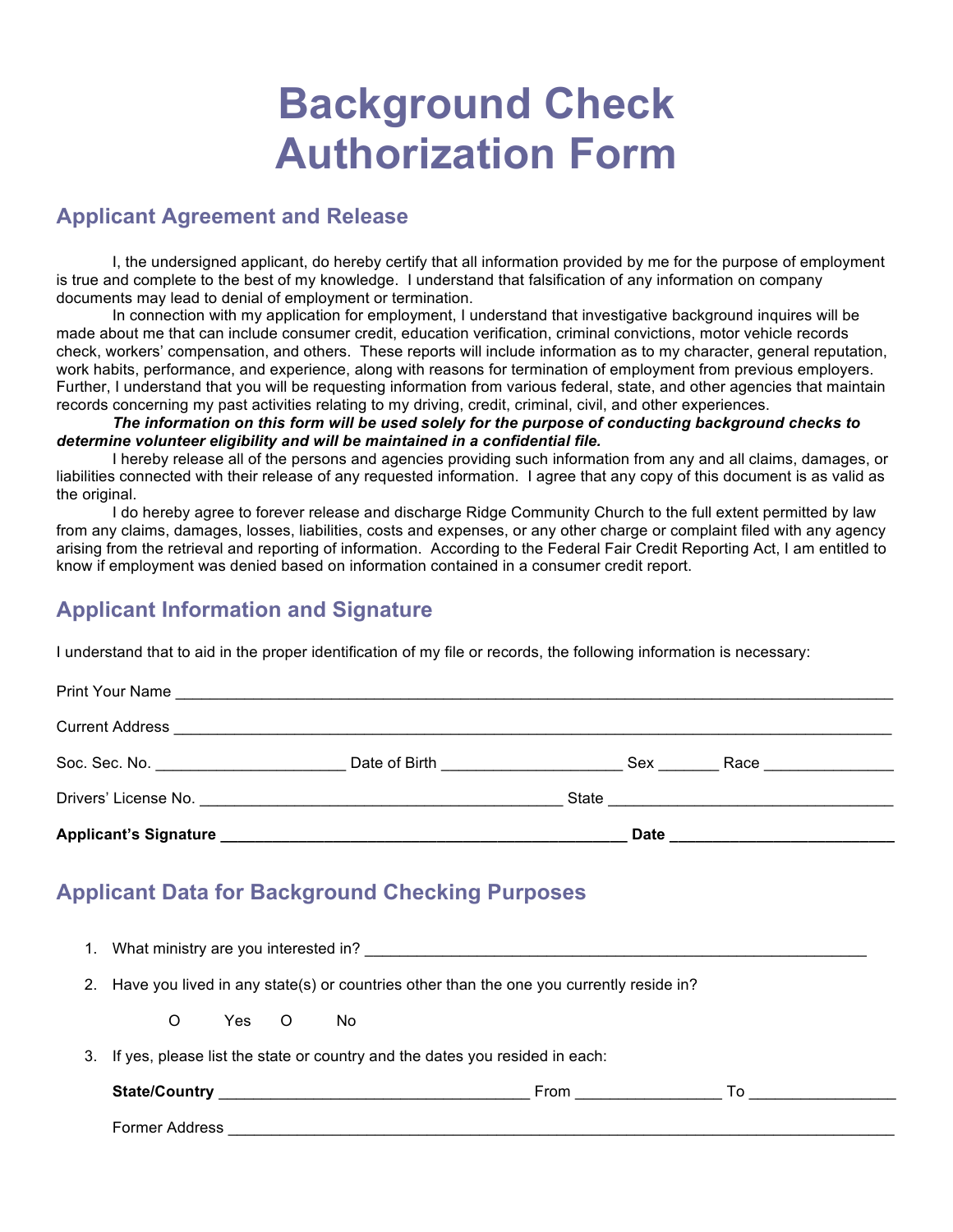# Background Check Authorization Form

## Applicant Agreement and Release

I, the undersigned applicant, do hereby certify that all information provided by me for the purpose of employment is true and complete to the best of my knowledge. I understand that falsification of any information on company documents may lead to denial of employment or termination.

In connection with my application for employment, I understand that investigative background inquires will be made about me that can include consumer credit, education verification, criminal convictions, motor vehicle records check, workers' compensation, and others. These reports will include information as to my character, general reputation, work habits, performance, and experience, along with reasons for termination of employment from previous employers. Further, I understand that you will be requesting information from various federal, state, and other agencies that maintain records concerning my past activities relating to my driving, credit, criminal, civil, and other experiences.

***The information on this form will be used solely for the purpose of conducting background checks to determine volunteer eligibility and will be maintained in a confidential file.***

I hereby release all of the persons and agencies providing such information from any and all claims, damages, or liabilities connected with their release of any requested information. I agree that any copy of this document is as valid as the original.

I do hereby agree to forever release and discharge Ridge Community Church to the full extent permitted by law from any claims, damages, losses, liabilities, costs and expenses, or any other charge or complaint filed with any agency arising from the retrieval and reporting of information. According to the Federal Fair Credit Reporting Act, I am entitled to know if employment was denied based on information contained in a consumer credit report.

## Applicant Information and Signature

I understand that to aid in the proper identification of my file or records, the following information is necessary:

Print Your Name ____________________________________________

Current Address ____________________________________________

Soc. Sec. No. ____________________ Date of Birth ____________________ Sex _______ Race ______________

Drivers' License No. ________________________________ State ____________________________

**Applicant's Signature ________________________________ Date ____________________**

## Applicant Data for Background Checking Purposes

1. What ministry are you interested in? ____________________________________________
2. Have you lived in any state(s) or countries other than the one you currently reside in?

   O Yes O No

3. If yes, please list the state or country and the dates you resided in each:

   **State/Country** ____________________________ From ______________ To ______________

   Former Address ____________________________________________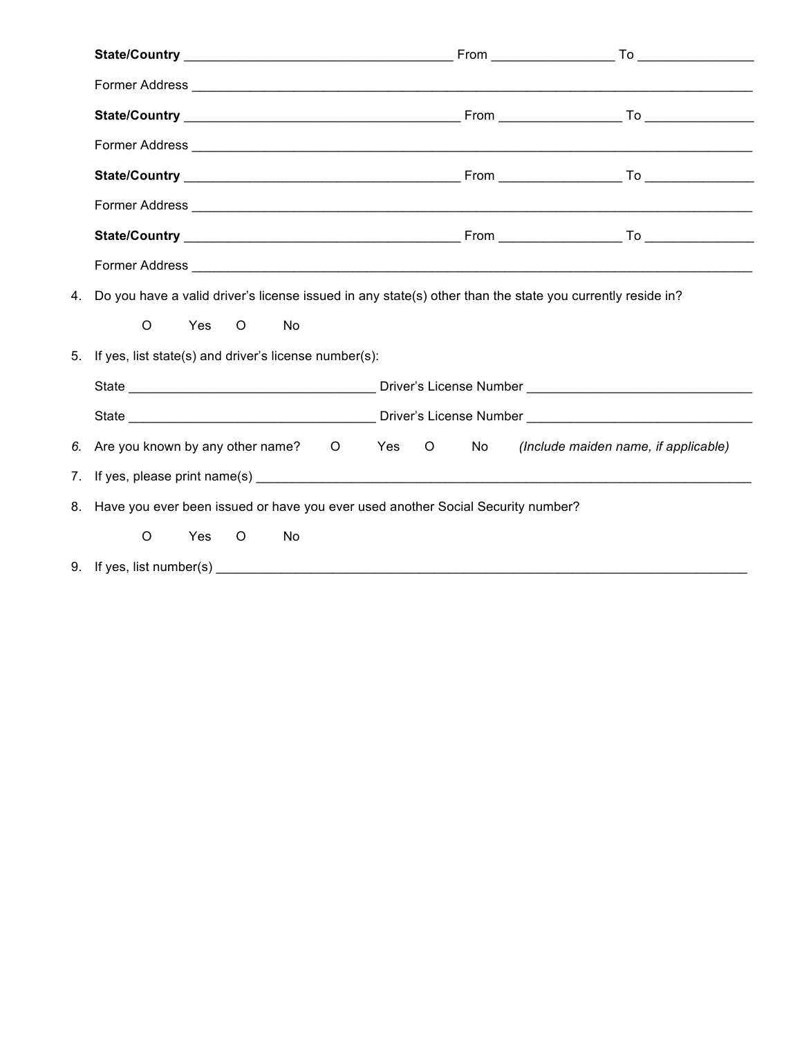**State/Country** ______________________________________ From ________________ To _______________

Former Address ______________________________________________________________________________

**State/Country** ______________________________________ From ________________ To _______________

Former Address ______________________________________________________________________________

**State/Country** ______________________________________ From ________________ To _______________

Former Address ______________________________________________________________________________

**State/Country** ______________________________________ From ________________ To _______________

Former Address ______________________________________________________________________________

4. Do you have a valid driver's license issued in any state(s) other than the state you currently reside in?

   O Yes O No

5. If yes, list state(s) and driver's license number(s):

   State __________________________________ Driver's License Number ______________________________

   State __________________________________ Driver's License Number ______________________________

*6.* Are you known by any other name? O Yes O No *(Include maiden name, if applicable)*

7. If yes, please print name(s) ________________________________________________________________________

8. Have you ever been issued or have you ever used another Social Security number?

   O Yes O No

9. If yes, list number(s) ____________________________________________________________________________